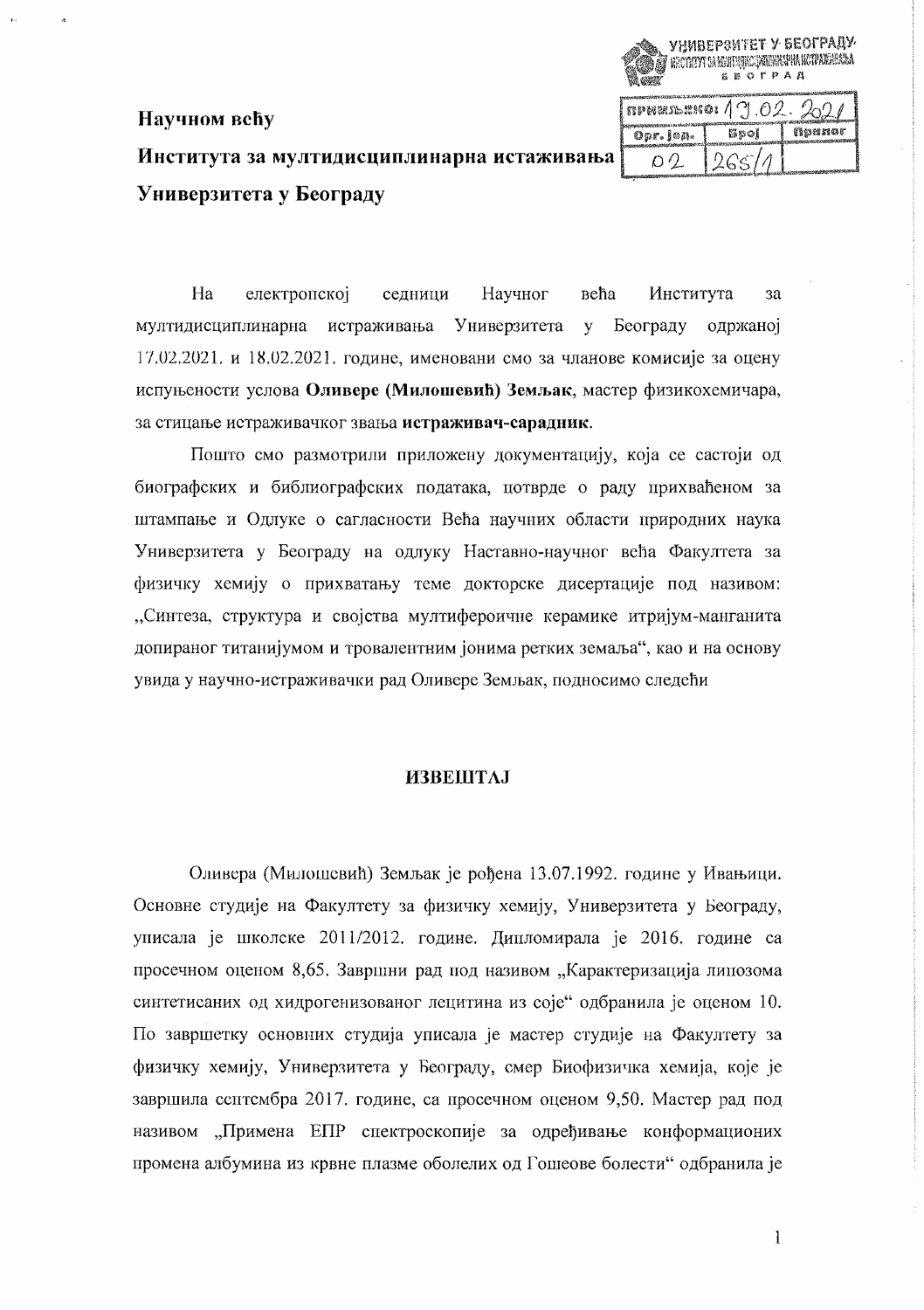**Научном већу**

**Института за мултидисциплинарна истаживања**

**Универзитета у Београду**

УНИВЕРЗИТЕТ У БЕОГРАДУ
ИНСТИТУТ ЗА МУЛТИДИСЦИПЛИНАРНА ИСТРАЖИВАЊА
БЕОГРАД

| ПРИМЉЕНО: 19.02.2021 | | |
|---|---|---|
| Орг. јед. | Број | Прилог |
| 02 | 265/1 | |

На електронској седници Научног већа Института за мултидисциплинарна истраживања Универзитета у Београду одржаној 17.02.2021. и 18.02.2021. године, именовани смо за чланове комисије за оцену испуњености услова **Оливере (Милошевић) Земљак**, мастер физикохемичара, за стицање истраживачког звања **истраживач-сарадник**.

Пошто смо размотрили приложену документацију, која се састоји од биографских и библиографских података, потврде о раду прихваћеном за штампање и Одлуке о сагласности Већа научних области природних наука Универзитета у Београду на одлуку Наставно-научног већа Факултета за физичку хемију о прихватању теме докторске дисертације под називом: „Синтеза, структура и својства мултифероичне керамике итријум-манганита допираног титанијумом и тровалентним јонима ретких земаља", као и на основу увида у научно-истраживачки рад Оливере Земљак, подносимо следећи

## ИЗВЕШТАЈ

Оливера (Милошевић) Земљак је рођена 13.07.1992. године у Ивањици. Основне студије на Факултету за физичку хемију, Универзитета у Београду, уписала је школске 2011/2012. године. Дипломирала је 2016. године са просечном оценом 8,65. Завршни рад под називом „Карактеризација липозома синтетисаних од хидрогенизованог лецитина из соје" одбранила је оценом 10. По завршетку основних студија уписала је мастер студије на Факултету за физичку хемију, Универзитета у Београду, смер Биофизичка хемија, које је завршила септембра 2017. године, са просечном оценом 9,50. Мастер рад под називом „Примена ЕПР спектроскопије за одређивање конформационих промена албумина из крвне плазме оболелих од Гошеове болести" одбранила је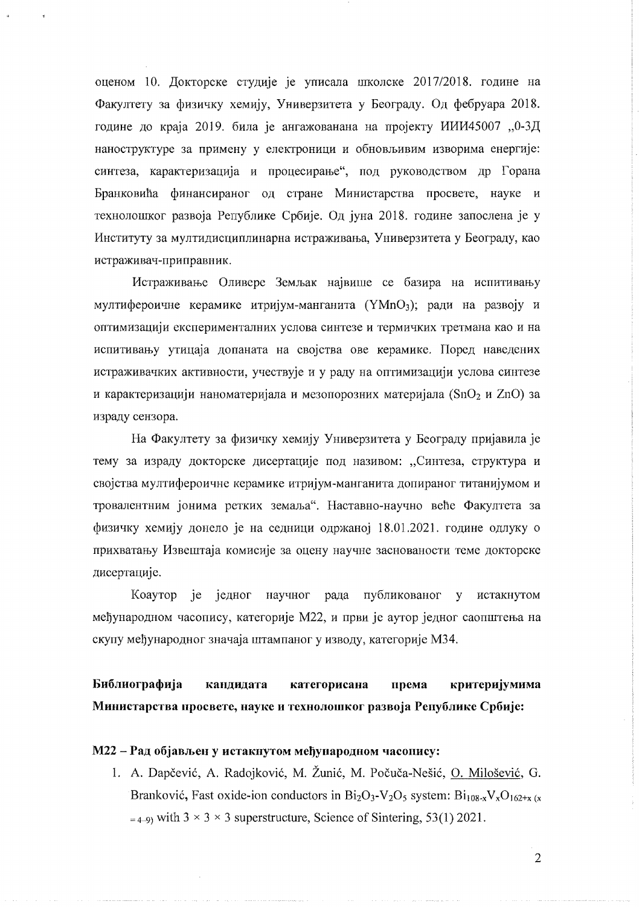оценом 10. Докторске студије је уписала школске 2017/2018. године на Факултету за физичку хемију, Универзитета у Београду. Од фебруара 2018. године до краја 2019. била је ангажованана на пројекту ИИИ45007 „0-3Д наноструктуре за примену у електроници и обновљивим изворима енергије: синтеза, карактеризација и процесирање", под руководством др Горана Бранковића финансираног од стране Министарства просвете, науке и технолошког развоја Републике Србије. Од јуна 2018. године запослена је у Институту за мултидисциплинарна истраживања, Универзитета у Београду, као истраживач-приправник.

Истраживање Оливере Земљак највише се базира на испитивању мултифероичне керамике итријум-манганита ($YMnO_3$); ради на развоју и оптимизацији експерименталних услова синтезе и термичких третмана као и на испитивању утицаја допаната на својства ове керамике. Поред наведених истраживачких активности, учествује и у раду на оптимизацији услова синтезе и карактеризацији наноматеријала и мезопорозних материјала ($SnO_2$ и $ZnO$) за израду сензора.

На Факултету за физичку хемију Универзитета у Београду пријавила је тему за израду докторске дисертације под називом: „Синтеза, структура и својства мултифероичне керамике итријум-манганита допираног титанијумом и тровалентним јонима ретких земаља". Наставно-научно веће Факултета за физичку хемију донело је на седници одржаној 18.01.2021. године одлуку о прихватању Извештаја комисије за оцену научне заснованости теме докторске дисертације.

Коаутор је једног научног рада публикованог у истакнутом међународном часопису, категорије М22, и први је аутор једног саопштења на скупу међународног значаја штампаног у изводу, категорије М34.

**Библиографија кандидата категорисана према критеријумима Министарства просвете, науке и технолошког развоја Републике Србије:**

**М22 – Рад објављен у истакнутом међународном часопису:**

1. A. Dapčević, A. Radojković, M. Žunić, M. Počuča-Nešić, O. Milošević, G. Branković, Fast oxide-ion conductors in $Bi_2O_3$-$V_2O_5$ system: $Bi_{108-x}V_xO_{162+x}$ $_{(x=4\text{–}9)}$ with 3 × 3 × 3 superstructure, Science of Sintering, 53(1) 2021.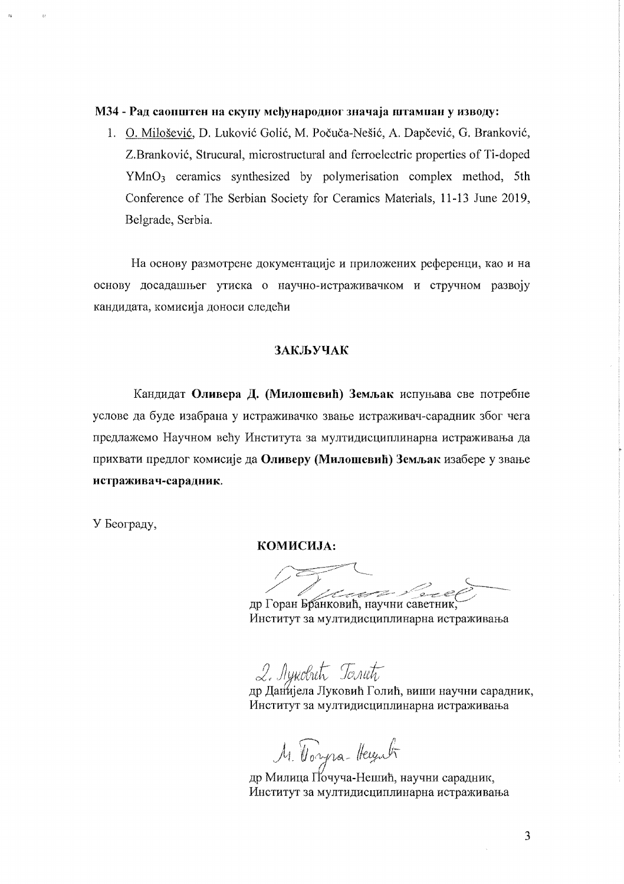**М34 - Рад саопштен на скупу међународног значаја штампан у изводу:**

1. <u>O. Milošević</u>, D. Luković Golić, M. Počuča-Nešić, A. Dapčević, G. Branković, Z.Branković, Strucural, microstructural and ferroelectric properties of Ti-doped $YMnO_3$ ceramics synthesized by polymerisation complex method, 5th Conference of The Serbian Society for Ceramics Materials, 11-13 June 2019, Belgrade, Serbia.

На основу размотрене документације и приложених референци, као и на основу досадашњег утиска о научно-истраживачком и стручном развоју кандидата, комисија доноси следећи

## ЗАКЉУЧАК

Кандидат **Оливера Д. (Милошевић) Земљак** испуњава све потребне услове да буде изабрана у истраживачко звање истраживач-сарадник због чега предлажемо Научном већу Института за мултидисциплинарна истраживања да прихвати предлог комисије да **Оливеру (Милошевић) Земљак** изабере у звање **истраживач-сарадник**.

У Београду,

**КОМИСИЈА:**

др Горан Бранковић, научни саветник,
Институт за мултидисциплинарна истраживања

др Данијела Луковић Голић, виши научни сарадник,
Институт за мултидисциплинарна истраживања

др Милица Почуча-Нешић, научни сарадник,
Институт за мултидисциплинарна истраживања